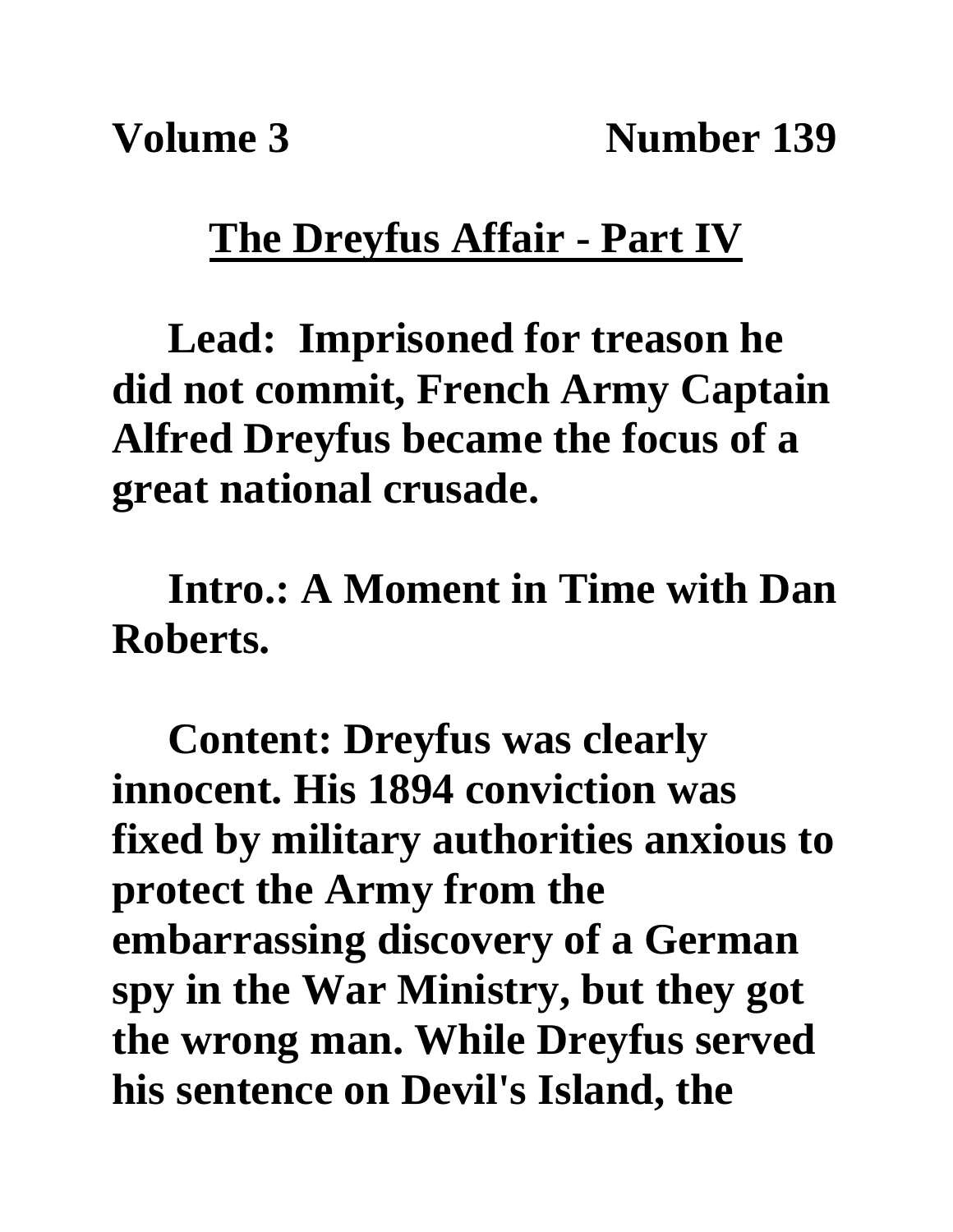**Volume 3 Number 139**

# The Dreyfus Affair - Part IV

**Lead: Imprisoned for treason he did not commit, French Army Captain Alfred Dreyfus became the focus of a great national crusade.**

**Intro.: A Moment in Time with Dan Roberts.**

**Content: Dreyfus was clearly innocent. His 1894 conviction was fixed by military authorities anxious to protect the Army from the embarrassing discovery of a German spy in the War Ministry, but they got the wrong man. While Dreyfus served his sentence on Devil's Island, the**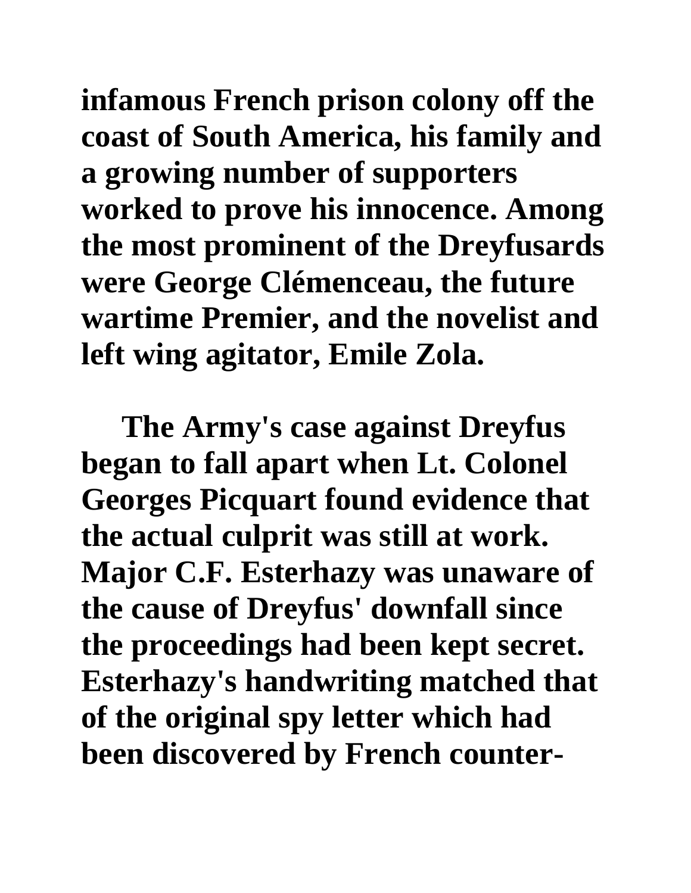infamous French prison colony off the coast of South America, his family and a growing number of supporters worked to prove his innocence. Among the most prominent of the Dreyfusards were George Clémenceau, the future wartime Premier, and the novelist and left wing agitator, Emile Zola.

The Army's case against Dreyfus began to fall apart when Lt. Colonel Georges Picquart found evidence that the actual culprit was still at work. Major C.F. Esterhazy was unaware of the cause of Dreyfus' downfall since the proceedings had been kept secret. Esterhazy's handwriting matched that of the original spy letter which had been discovered by French counter-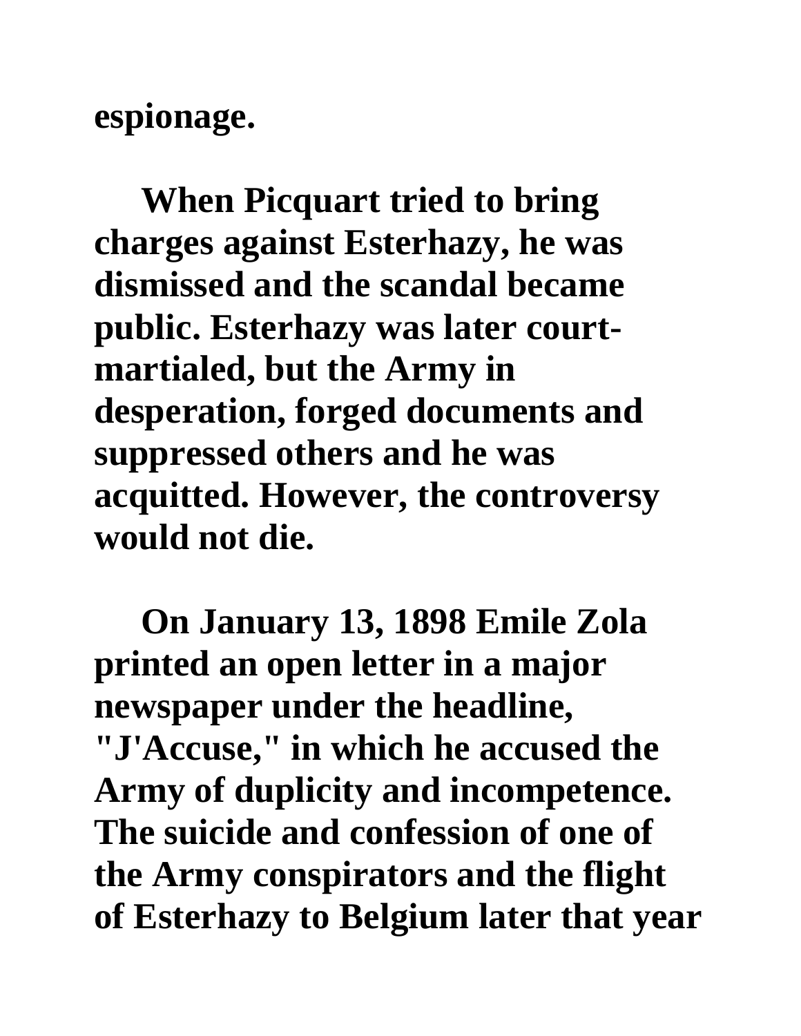espionage.

When Picquart tried to bring charges against Esterhazy, he was dismissed and the scandal became public. Esterhazy was later court-martialed, but the Army in desperation, forged documents and suppressed others and he was acquitted. However, the controversy would not die.

On January 13, 1898 Emile Zola printed an open letter in a major newspaper under the headline, "J'Accuse," in which he accused the Army of duplicity and incompetence. The suicide and confession of one of the Army conspirators and the flight of Esterhazy to Belgium later that year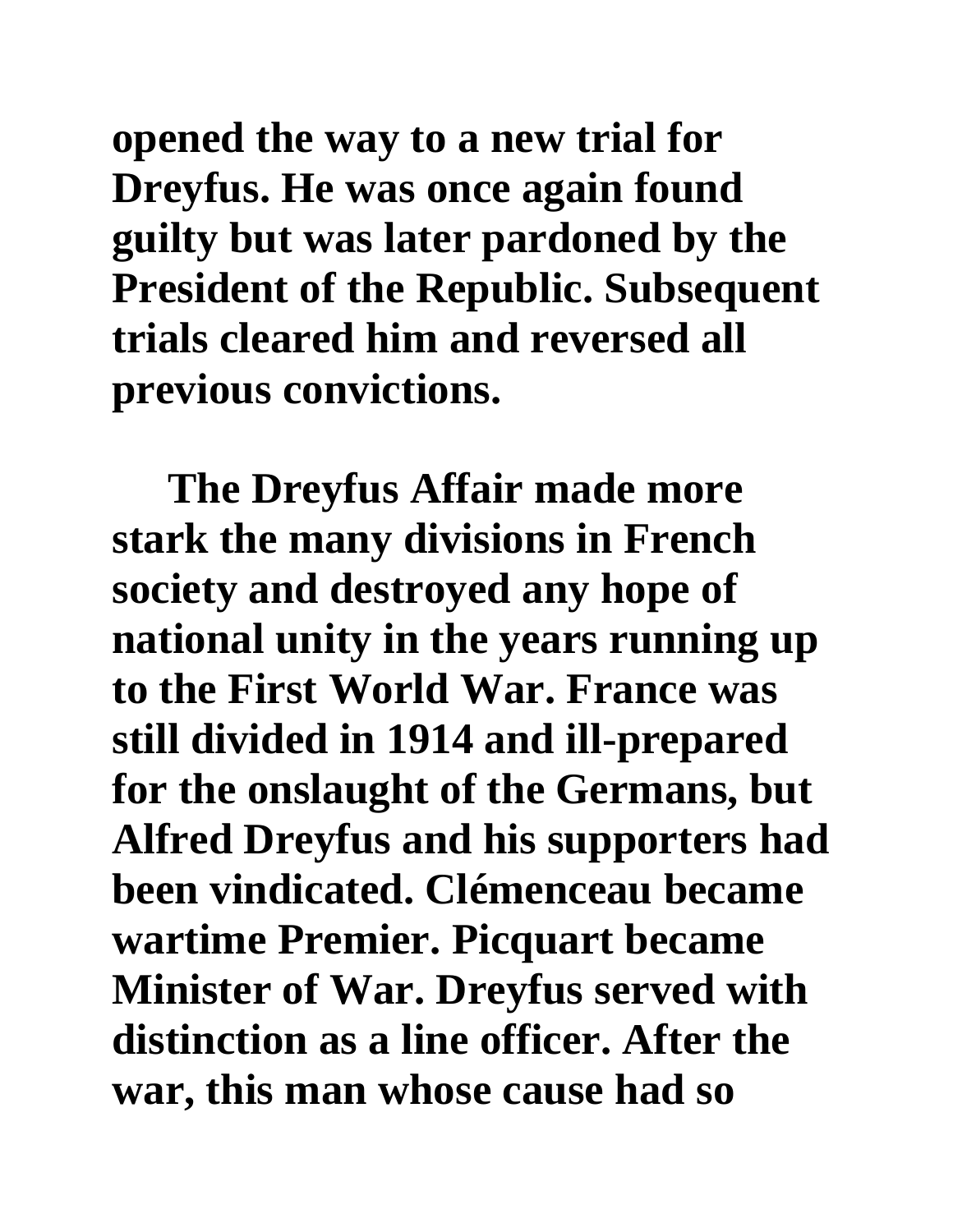opened the way to a new trial for Dreyfus. He was once again found guilty but was later pardoned by the President of the Republic. Subsequent trials cleared him and reversed all previous convictions.

The Dreyfus Affair made more stark the many divisions in French society and destroyed any hope of national unity in the years running up to the First World War. France was still divided in 1914 and ill-prepared for the onslaught of the Germans, but Alfred Dreyfus and his supporters had been vindicated. Clémenceau became wartime Premier. Picquart became Minister of War. Dreyfus served with distinction as a line officer. After the war, this man whose cause had so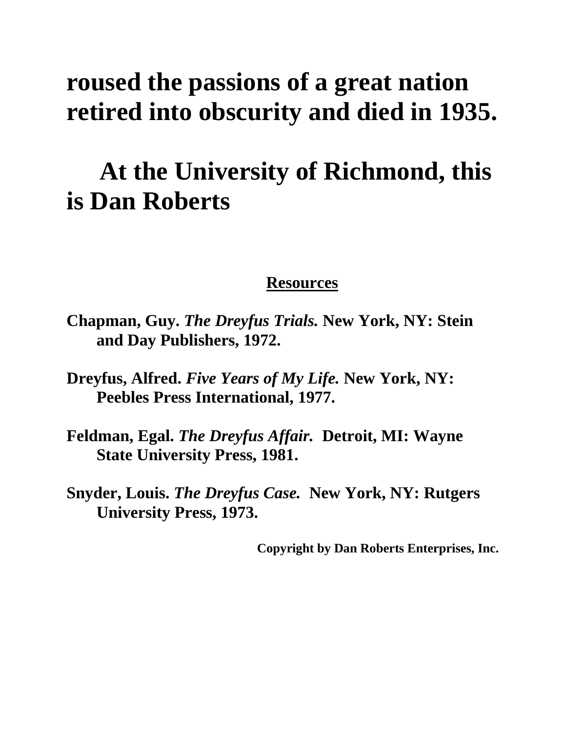**roused the passions of a great nation retired into obscurity and died in 1935.**

**At the University of Richmond, this is Dan Roberts**

## Resources

**Chapman, Guy. *The Dreyfus Trials.* New York, NY: Stein and Day Publishers, 1972.**

**Dreyfus, Alfred. *Five Years of My Life.* New York, NY: Peebles Press International, 1977.**

**Feldman, Egal. *The Dreyfus Affair.* Detroit, MI: Wayne State University Press, 1981.**

**Snyder, Louis. *The Dreyfus Case.* New York, NY: Rutgers University Press, 1973.**

**Copyright by Dan Roberts Enterprises, Inc.**